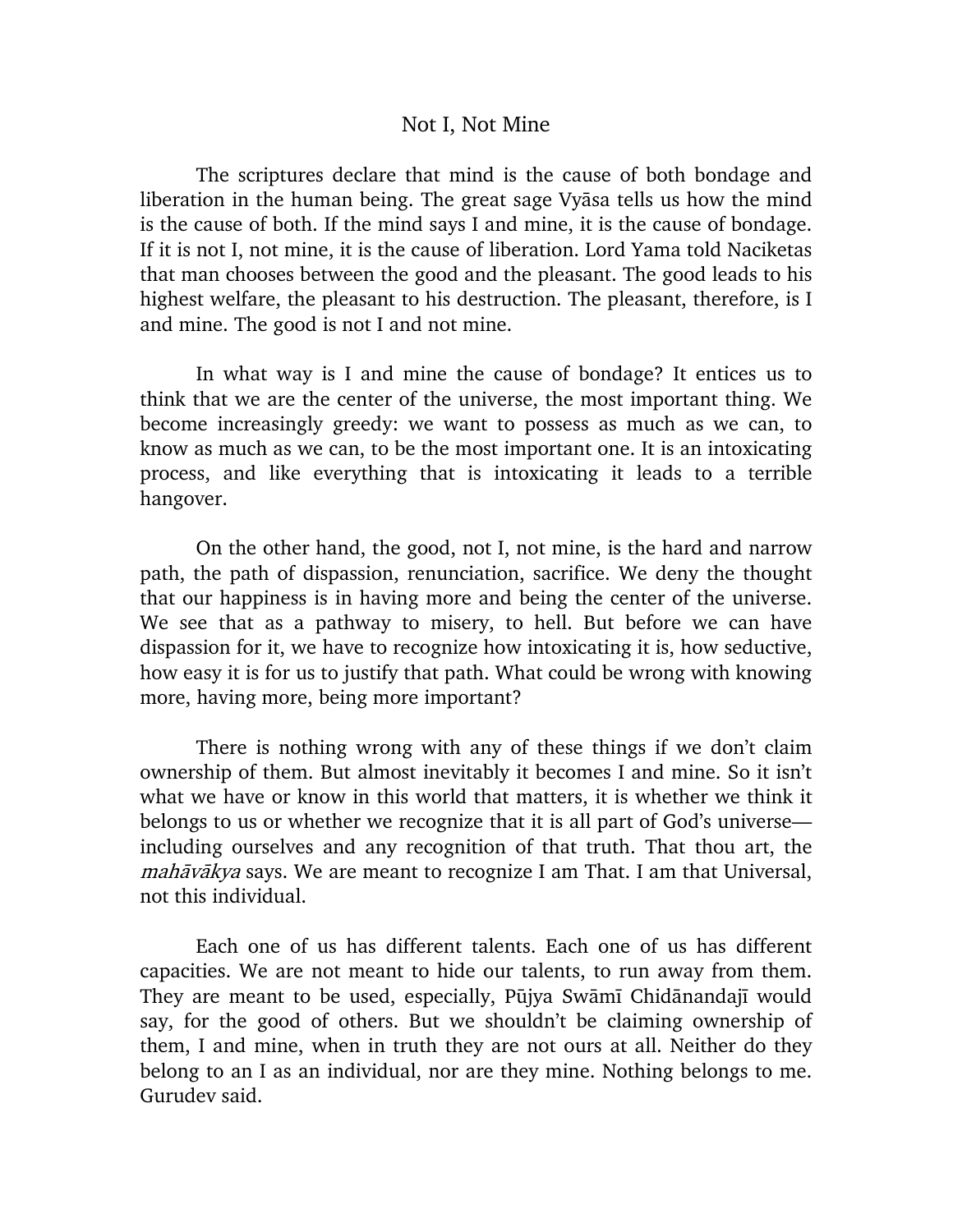# Not I, Not Mine

The scriptures declare that mind is the cause of both bondage and liberation in the human being. The great sage Vyāsa tells us how the mind is the cause of both. If the mind says I and mine, it is the cause of bondage. If it is not I, not mine, it is the cause of liberation. Lord Yama told Naciketas that man chooses between the good and the pleasant. The good leads to his highest welfare, the pleasant to his destruction. The pleasant, therefore, is I and mine. The good is not I and not mine.

In what way is I and mine the cause of bondage? It entices us to think that we are the center of the universe, the most important thing. We become increasingly greedy: we want to possess as much as we can, to know as much as we can, to be the most important one. It is an intoxicating process, and like everything that is intoxicating it leads to a terrible hangover.

On the other hand, the good, not I, not mine, is the hard and narrow path, the path of dispassion, renunciation, sacrifice. We deny the thought that our happiness is in having more and being the center of the universe. We see that as a pathway to misery, to hell. But before we can have dispassion for it, we have to recognize how intoxicating it is, how seductive, how easy it is for us to justify that path. What could be wrong with knowing more, having more, being more important?

There is nothing wrong with any of these things if we don't claim ownership of them. But almost inevitably it becomes I and mine. So it isn't what we have or know in this world that matters, it is whether we think it belongs to us or whether we recognize that it is all part of God's universe—including ourselves and any recognition of that truth. That thou art, the *mahāvākya* says. We are meant to recognize I am That. I am that Universal, not this individual.

Each one of us has different talents. Each one of us has different capacities. We are not meant to hide our talents, to run away from them. They are meant to be used, especially, Pūjya Swāmī Chidānandajī would say, for the good of others. But we shouldn't be claiming ownership of them, I and mine, when in truth they are not ours at all. Neither do they belong to an I as an individual, nor are they mine. Nothing belongs to me. Gurudev said.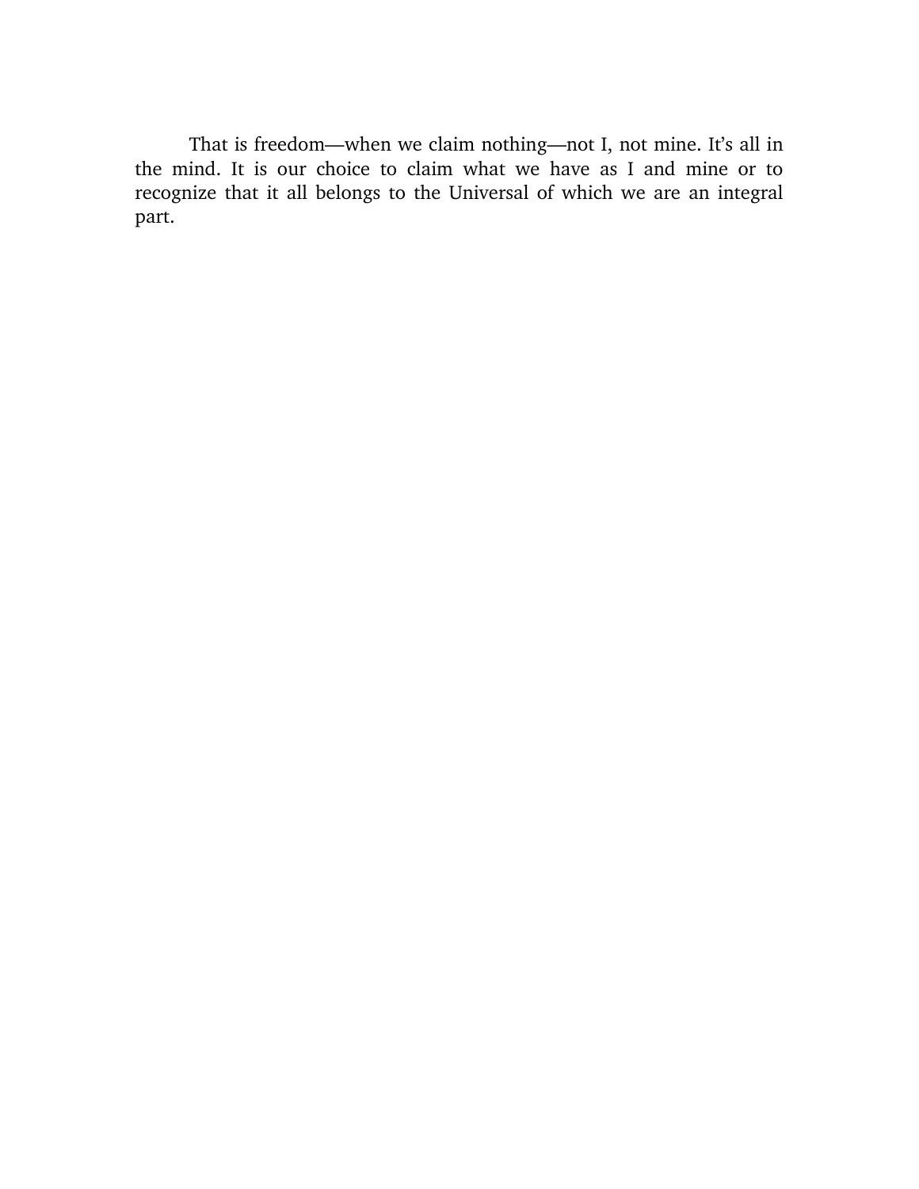That is freedom—when we claim nothing—not I, not mine. It's all in the mind. It is our choice to claim what we have as I and mine or to recognize that it all belongs to the Universal of which we are an integral part.